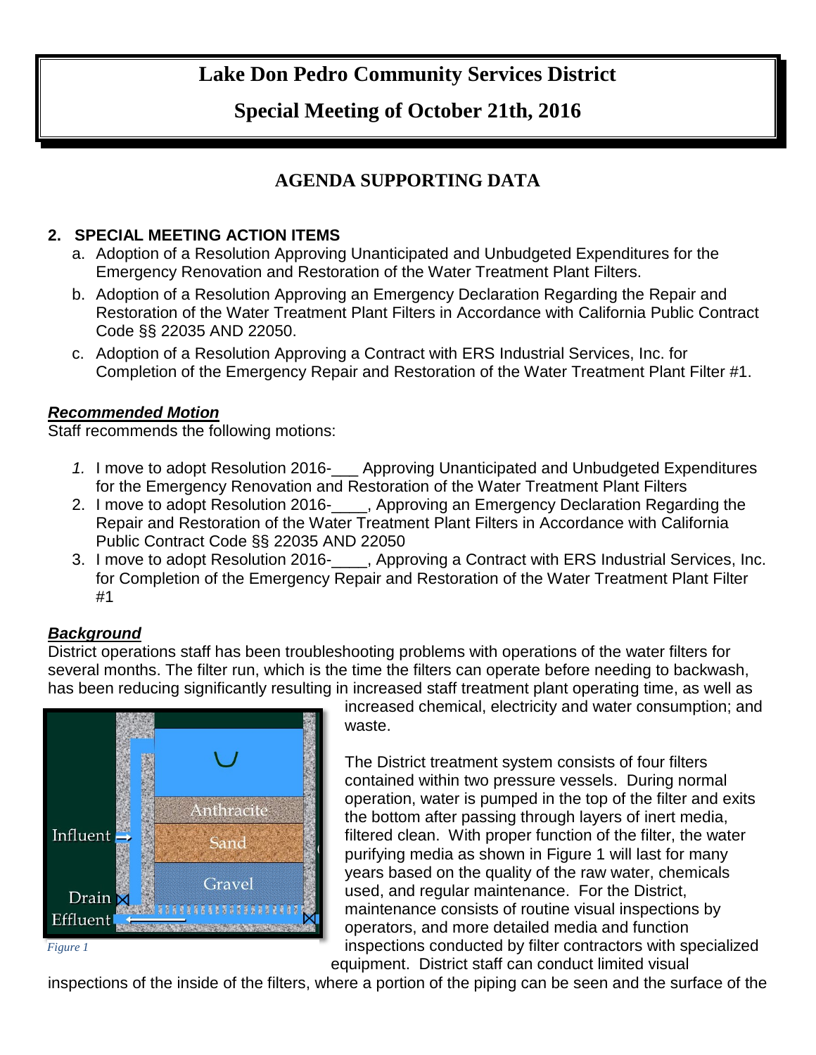# Lake Don Pedro Community Services District

## Special Meeting of October 21th, 2016

## AGENDA SUPPORTING DATA

### 2. SPECIAL MEETING ACTION ITEMS

a. Adoption of a Resolution Approving Unanticipated and Unbudgeted Expenditures for the Emergency Renovation and Restoration of the Water Treatment Plant Filters.

b. Adoption of a Resolution Approving an Emergency Declaration Regarding the Repair and Restoration of the Water Treatment Plant Filters in Accordance with California Public Contract Code §§ 22035 AND 22050.

c. Adoption of a Resolution Approving a Contract with ERS Industrial Services, Inc. for Completion of the Emergency Repair and Restoration of the Water Treatment Plant Filter #1.

***Recommended Motion***

Staff recommends the following motions:

1. I move to adopt Resolution 2016-___ Approving Unanticipated and Unbudgeted Expenditures for the Emergency Renovation and Restoration of the Water Treatment Plant Filters
2. I move to adopt Resolution 2016-____, Approving an Emergency Declaration Regarding the Repair and Restoration of the Water Treatment Plant Filters in Accordance with California Public Contract Code §§ 22035 AND 22050
3. I move to adopt Resolution 2016-____, Approving a Contract with ERS Industrial Services, Inc. for Completion of the Emergency Repair and Restoration of the Water Treatment Plant Filter #1

***Background***

District operations staff has been troubleshooting problems with operations of the water filters for several months. The filter run, which is the time the filters can operate before needing to backwash, has been reducing significantly resulting in increased staff treatment plant operating time, as well as increased chemical, electricity and water consumption; and waste.

Figure 1

The District treatment system consists of four filters contained within two pressure vessels. During normal operation, water is pumped in the top of the filter and exits the bottom after passing through layers of inert media, filtered clean. With proper function of the filter, the water purifying media as shown in Figure 1 will last for many years based on the quality of the raw water, chemicals used, and regular maintenance. For the District, maintenance consists of routine visual inspections by operators, and more detailed media and function inspections conducted by filter contractors with specialized equipment. District staff can conduct limited visual inspections of the inside of the filters, where a portion of the piping can be seen and the surface of the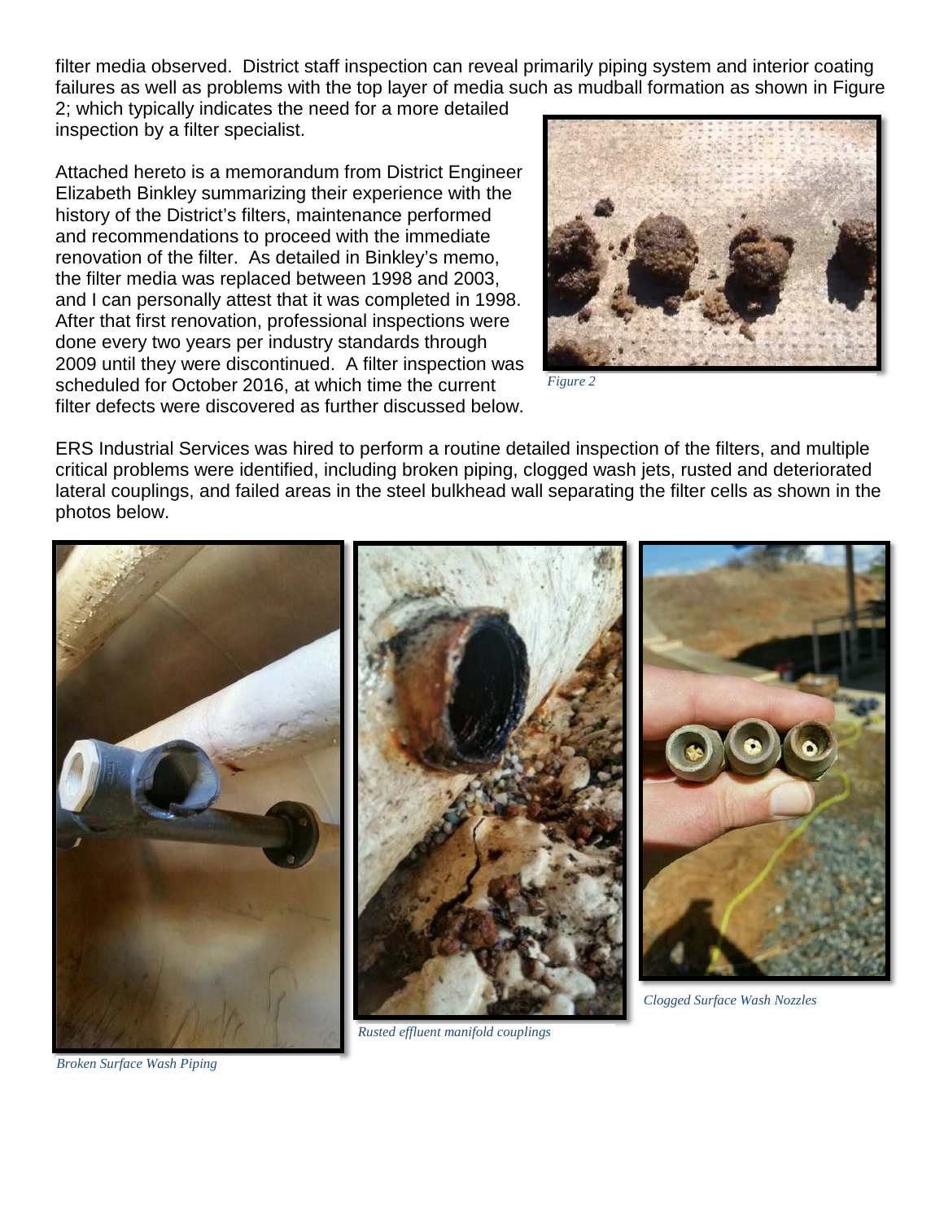filter media observed. District staff inspection can reveal primarily piping system and interior coating failures as well as problems with the top layer of media such as mudball formation as shown in Figure 2; which typically indicates the need for a more detailed inspection by a filter specialist.

Attached hereto is a memorandum from District Engineer Elizabeth Binkley summarizing their experience with the history of the District's filters, maintenance performed and recommendations to proceed with the immediate renovation of the filter. As detailed in Binkley's memo, the filter media was replaced between 1998 and 2003, and I can personally attest that it was completed in 1998. After that first renovation, professional inspections were done every two years per industry standards through 2009 until they were discontinued. A filter inspection was scheduled for October 2016, at which time the current filter defects were discovered as further discussed below.

*Figure 2*

ERS Industrial Services was hired to perform a routine detailed inspection of the filters, and multiple critical problems were identified, including broken piping, clogged wash jets, rusted and deteriorated lateral couplings, and failed areas in the steel bulkhead wall separating the filter cells as shown in the photos below.

*Broken Surface Wash Piping*

*Rusted effluent manifold couplings*

*Clogged Surface Wash Nozzles*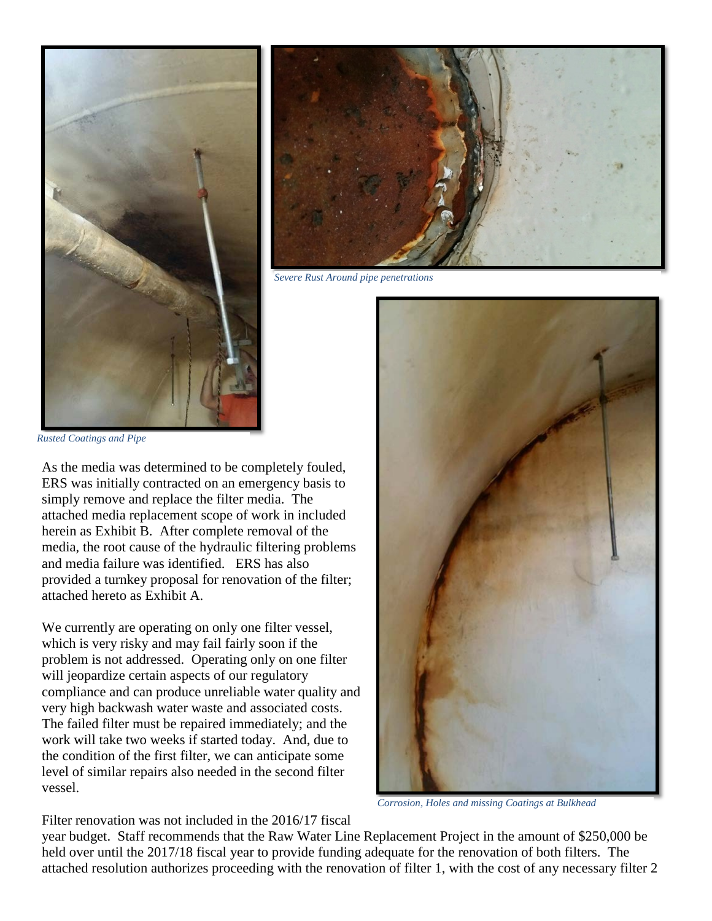*Severe Rust Around pipe penetrations*

*Rusted Coatings and Pipe*

As the media was determined to be completely fouled, ERS was initially contracted on an emergency basis to simply remove and replace the filter media. The attached media replacement scope of work in included herein as Exhibit B. After complete removal of the media, the root cause of the hydraulic filtering problems and media failure was identified. ERS has also provided a turnkey proposal for renovation of the filter; attached hereto as Exhibit A.

We currently are operating on only one filter vessel, which is very risky and may fail fairly soon if the problem is not addressed. Operating only on one filter will jeopardize certain aspects of our regulatory compliance and can produce unreliable water quality and very high backwash water waste and associated costs. The failed filter must be repaired immediately; and the work will take two weeks if started today. And, due to the condition of the first filter, we can anticipate some level of similar repairs also needed in the second filter vessel.

*Corrosion, Holes and missing Coatings at Bulkhead*

Filter renovation was not included in the 2016/17 fiscal year budget. Staff recommends that the Raw Water Line Replacement Project in the amount of $250,000 be held over until the 2017/18 fiscal year to provide funding adequate for the renovation of both filters. The attached resolution authorizes proceeding with the renovation of filter 1, with the cost of any necessary filter 2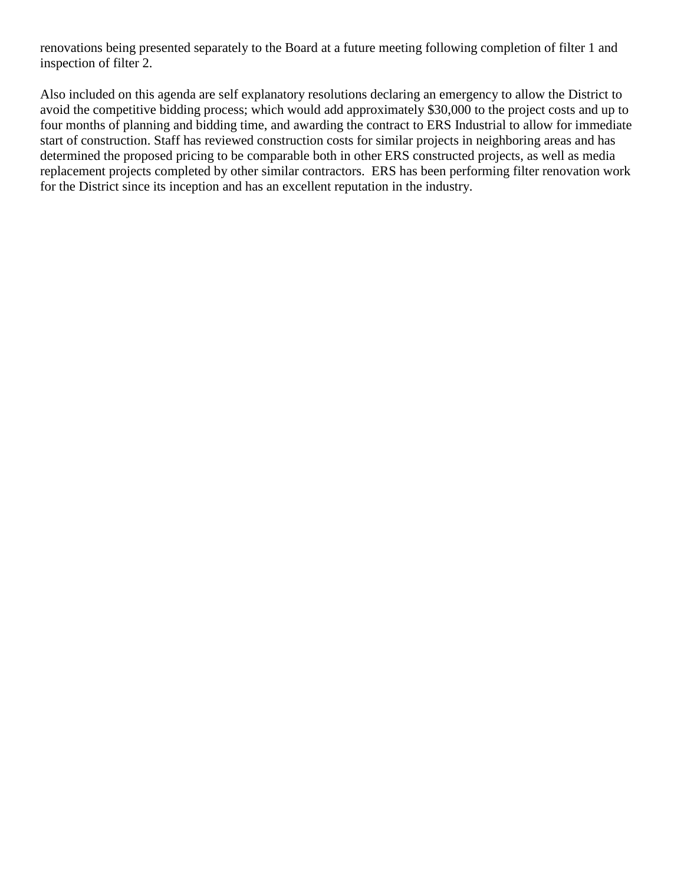renovations being presented separately to the Board at a future meeting following completion of filter 1 and inspection of filter 2.

Also included on this agenda are self explanatory resolutions declaring an emergency to allow the District to avoid the competitive bidding process; which would add approximately $30,000 to the project costs and up to four months of planning and bidding time, and awarding the contract to ERS Industrial to allow for immediate start of construction. Staff has reviewed construction costs for similar projects in neighboring areas and has determined the proposed pricing to be comparable both in other ERS constructed projects, as well as media replacement projects completed by other similar contractors. ERS has been performing filter renovation work for the District since its inception and has an excellent reputation in the industry.